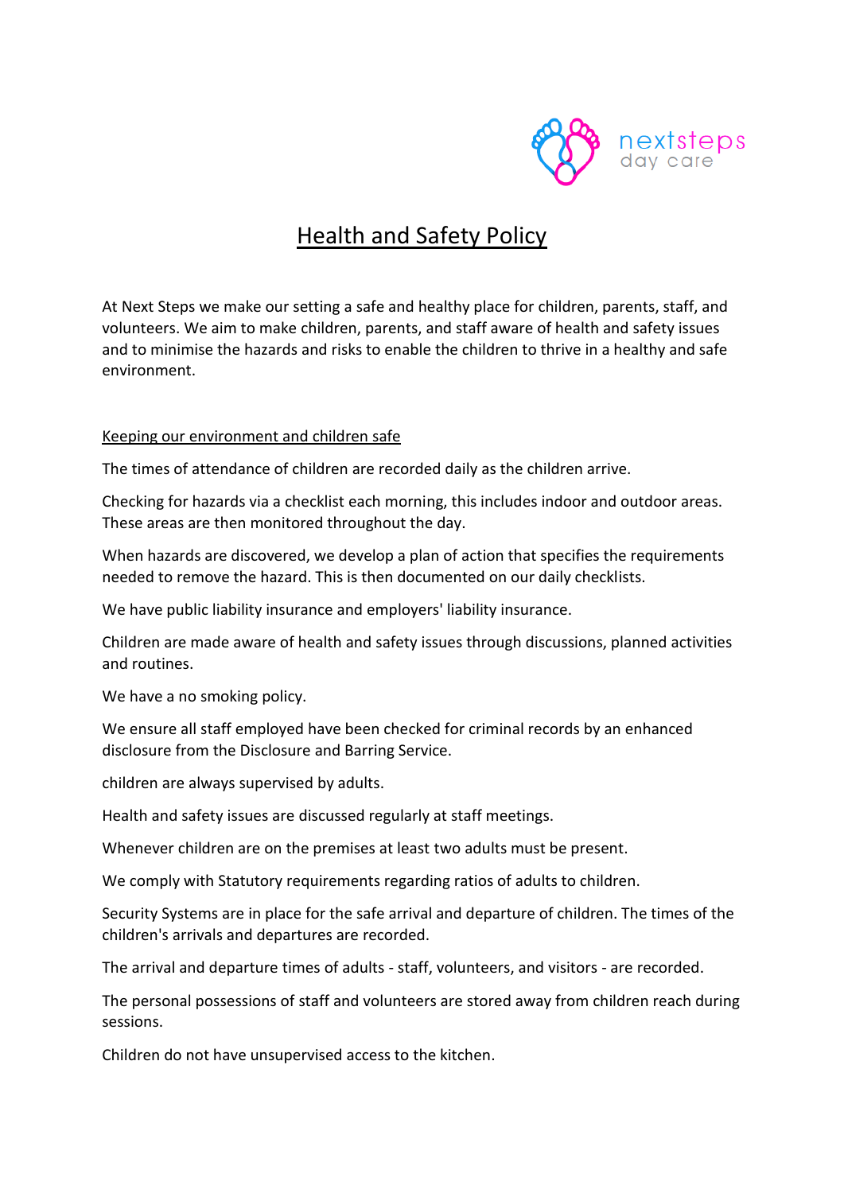# Health and Safety Policy

At Next Steps we make our setting a safe and healthy place for children, parents, staff, and volunteers. We aim to make children, parents, and staff aware of health and safety issues and to minimise the hazards and risks to enable the children to thrive in a healthy and safe environment.

## Keeping our environment and children safe

The times of attendance of children are recorded daily as the children arrive.

Checking for hazards via a checklist each morning, this includes indoor and outdoor areas. These areas are then monitored throughout the day.

When hazards are discovered, we develop a plan of action that specifies the requirements needed to remove the hazard. This is then documented on our daily checklists.

We have public liability insurance and employers' liability insurance.

Children are made aware of health and safety issues through discussions, planned activities and routines.

We have a no smoking policy.

We ensure all staff employed have been checked for criminal records by an enhanced disclosure from the Disclosure and Barring Service.

children are always supervised by adults.

Health and safety issues are discussed regularly at staff meetings.

Whenever children are on the premises at least two adults must be present.

We comply with Statutory requirements regarding ratios of adults to children.

Security Systems are in place for the safe arrival and departure of children. The times of the children's arrivals and departures are recorded.

The arrival and departure times of adults - staff, volunteers, and visitors - are recorded.

The personal possessions of staff and volunteers are stored away from children reach during sessions.

Children do not have unsupervised access to the kitchen.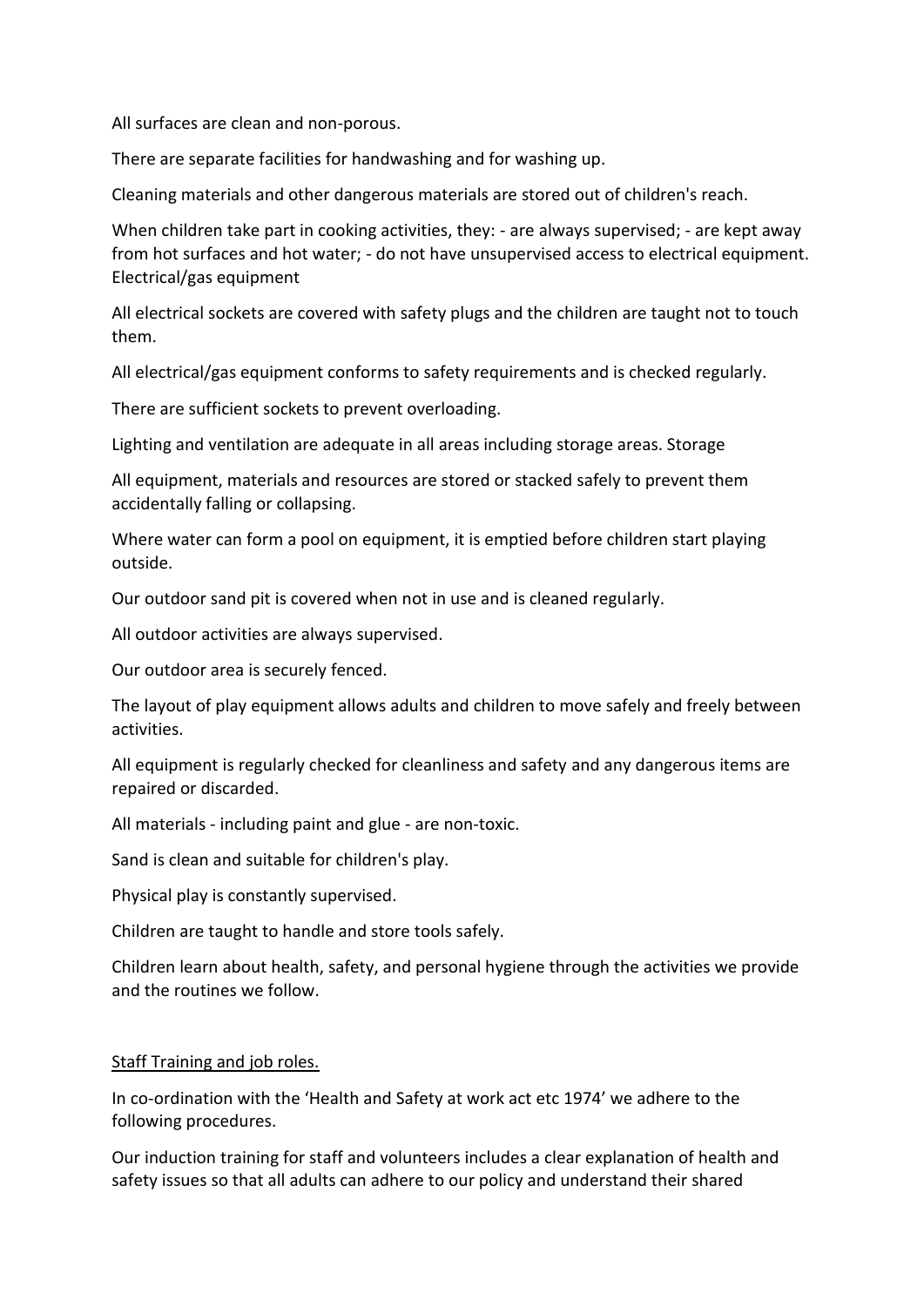All surfaces are clean and non-porous.

There are separate facilities for handwashing and for washing up.

Cleaning materials and other dangerous materials are stored out of children's reach.

When children take part in cooking activities, they: - are always supervised; - are kept away from hot surfaces and hot water; - do not have unsupervised access to electrical equipment. Electrical/gas equipment

All electrical sockets are covered with safety plugs and the children are taught not to touch them.

All electrical/gas equipment conforms to safety requirements and is checked regularly.

There are sufficient sockets to prevent overloading.

Lighting and ventilation are adequate in all areas including storage areas. Storage

All equipment, materials and resources are stored or stacked safely to prevent them accidentally falling or collapsing.

Where water can form a pool on equipment, it is emptied before children start playing outside.

Our outdoor sand pit is covered when not in use and is cleaned regularly.

All outdoor activities are always supervised.

Our outdoor area is securely fenced.

The layout of play equipment allows adults and children to move safely and freely between activities.

All equipment is regularly checked for cleanliness and safety and any dangerous items are repaired or discarded.

All materials - including paint and glue - are non-toxic.

Sand is clean and suitable for children's play.

Physical play is constantly supervised.

Children are taught to handle and store tools safely.

Children learn about health, safety, and personal hygiene through the activities we provide and the routines we follow.

<u>Staff Training and job roles.</u>

In co-ordination with the 'Health and Safety at work act etc 1974' we adhere to the following procedures.

Our induction training for staff and volunteers includes a clear explanation of health and safety issues so that all adults can adhere to our policy and understand their shared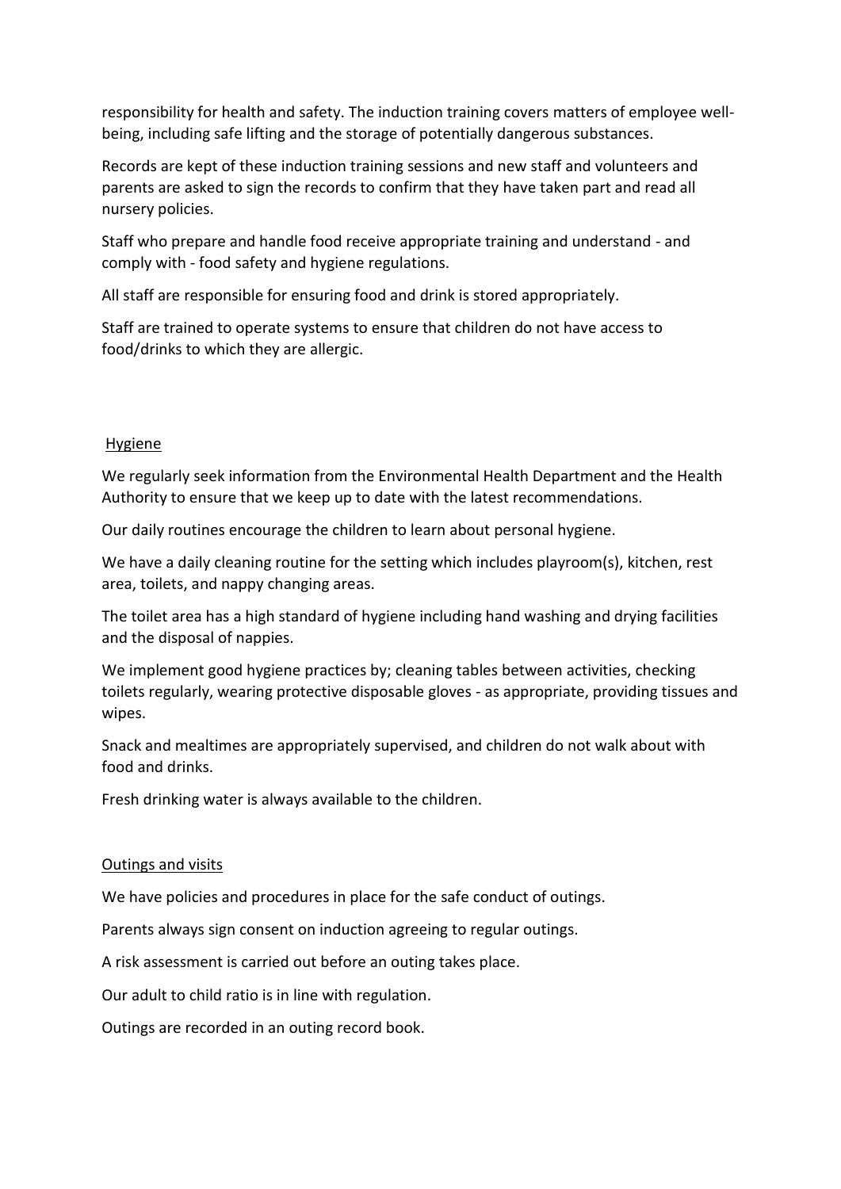responsibility for health and safety. The induction training covers matters of employee well-being, including safe lifting and the storage of potentially dangerous substances.

Records are kept of these induction training sessions and new staff and volunteers and parents are asked to sign the records to confirm that they have taken part and read all nursery policies.

Staff who prepare and handle food receive appropriate training and understand - and comply with - food safety and hygiene regulations.

All staff are responsible for ensuring food and drink is stored appropriately.

Staff are trained to operate systems to ensure that children do not have access to food/drinks to which they are allergic.

## Hygiene

We regularly seek information from the Environmental Health Department and the Health Authority to ensure that we keep up to date with the latest recommendations.

Our daily routines encourage the children to learn about personal hygiene.

We have a daily cleaning routine for the setting which includes playroom(s), kitchen, rest area, toilets, and nappy changing areas.

The toilet area has a high standard of hygiene including hand washing and drying facilities and the disposal of nappies.

We implement good hygiene practices by; cleaning tables between activities, checking toilets regularly, wearing protective disposable gloves - as appropriate, providing tissues and wipes.

Snack and mealtimes are appropriately supervised, and children do not walk about with food and drinks.

Fresh drinking water is always available to the children.

## Outings and visits

We have policies and procedures in place for the safe conduct of outings.

Parents always sign consent on induction agreeing to regular outings.

A risk assessment is carried out before an outing takes place.

Our adult to child ratio is in line with regulation.

Outings are recorded in an outing record book.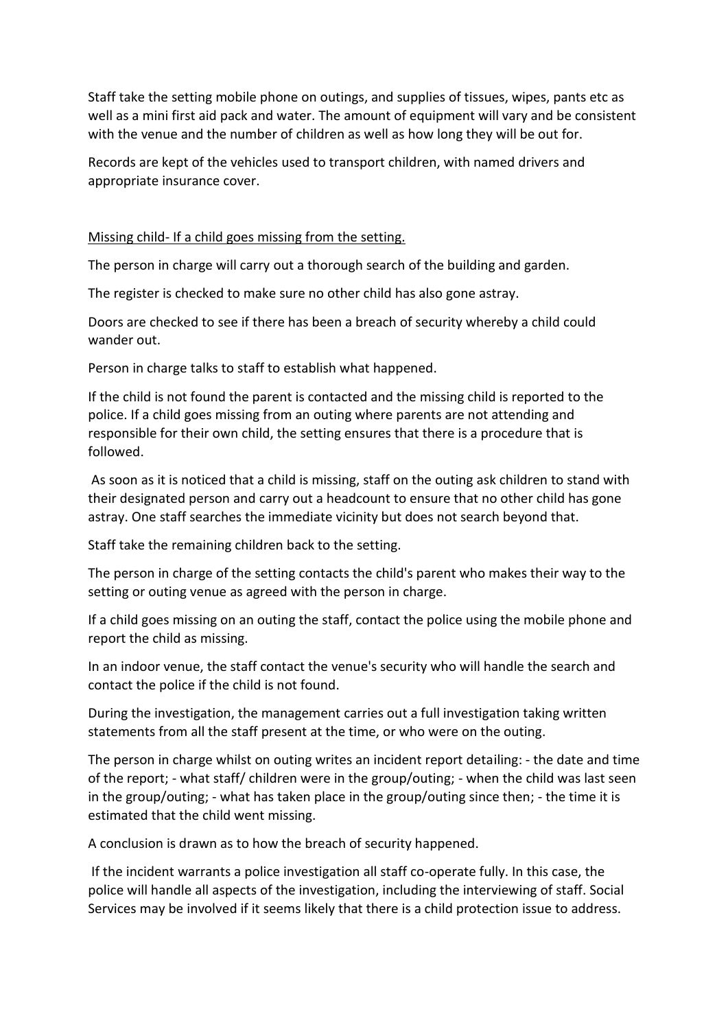Staff take the setting mobile phone on outings, and supplies of tissues, wipes, pants etc as well as a mini first aid pack and water. The amount of equipment will vary and be consistent with the venue and the number of children as well as how long they will be out for.

Records are kept of the vehicles used to transport children, with named drivers and appropriate insurance cover.

<u>Missing child- If a child goes missing from the setting.</u>

The person in charge will carry out a thorough search of the building and garden.

The register is checked to make sure no other child has also gone astray.

Doors are checked to see if there has been a breach of security whereby a child could wander out.

Person in charge talks to staff to establish what happened.

If the child is not found the parent is contacted and the missing child is reported to the police. If a child goes missing from an outing where parents are not attending and responsible for their own child, the setting ensures that there is a procedure that is followed.

As soon as it is noticed that a child is missing, staff on the outing ask children to stand with their designated person and carry out a headcount to ensure that no other child has gone astray. One staff searches the immediate vicinity but does not search beyond that.

Staff take the remaining children back to the setting.

The person in charge of the setting contacts the child's parent who makes their way to the setting or outing venue as agreed with the person in charge.

If a child goes missing on an outing the staff, contact the police using the mobile phone and report the child as missing.

In an indoor venue, the staff contact the venue's security who will handle the search and contact the police if the child is not found.

During the investigation, the management carries out a full investigation taking written statements from all the staff present at the time, or who were on the outing.

The person in charge whilst on outing writes an incident report detailing: - the date and time of the report; - what staff/ children were in the group/outing; - when the child was last seen in the group/outing; - what has taken place in the group/outing since then; - the time it is estimated that the child went missing.

A conclusion is drawn as to how the breach of security happened.

If the incident warrants a police investigation all staff co-operate fully. In this case, the police will handle all aspects of the investigation, including the interviewing of staff. Social Services may be involved if it seems likely that there is a child protection issue to address.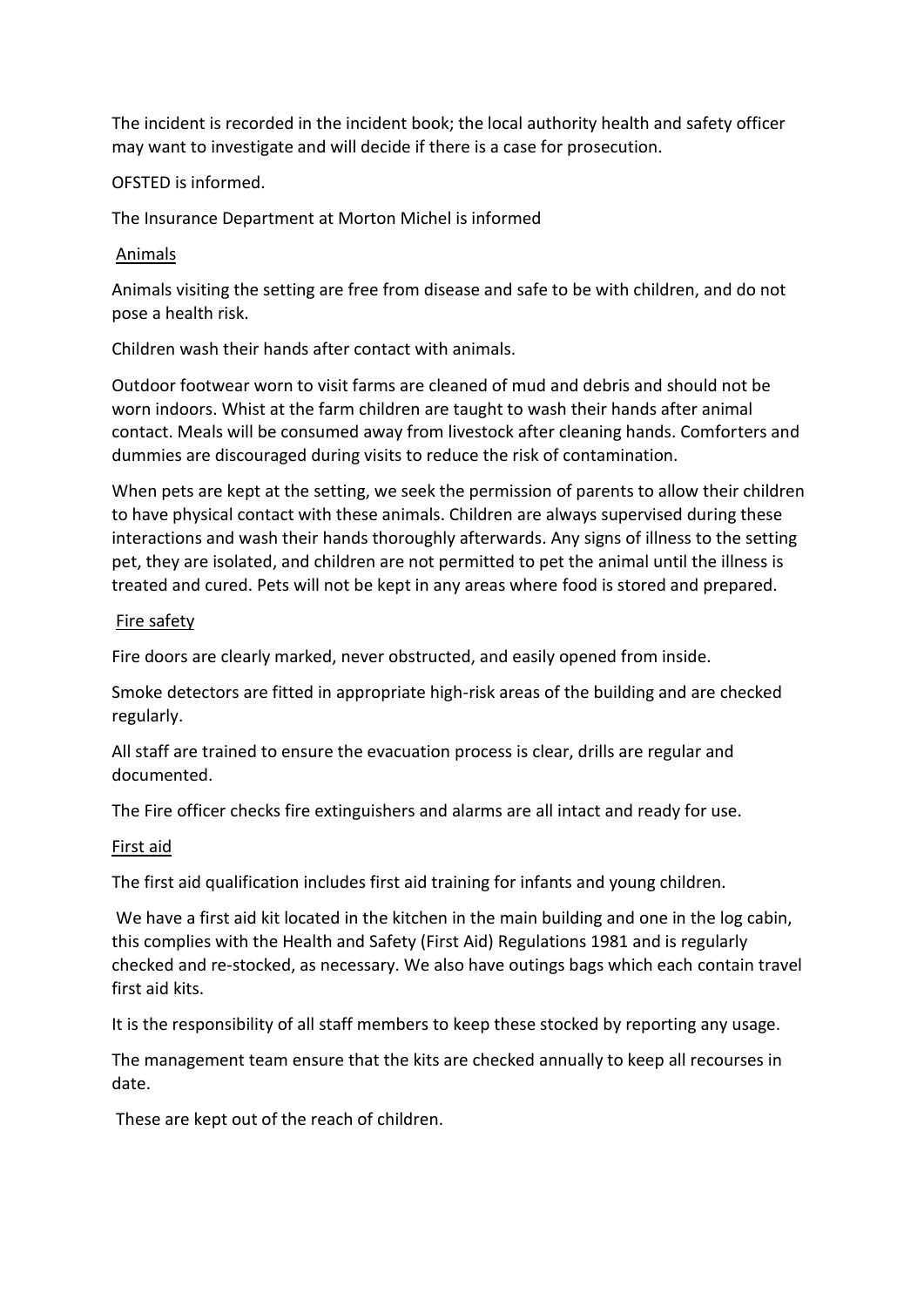The incident is recorded in the incident book; the local authority health and safety officer may want to investigate and will decide if there is a case for prosecution.

OFSTED is informed.

The Insurance Department at Morton Michel is informed

## Animals

Animals visiting the setting are free from disease and safe to be with children, and do not pose a health risk.

Children wash their hands after contact with animals.

Outdoor footwear worn to visit farms are cleaned of mud and debris and should not be worn indoors. Whist at the farm children are taught to wash their hands after animal contact. Meals will be consumed away from livestock after cleaning hands. Comforters and dummies are discouraged during visits to reduce the risk of contamination.

When pets are kept at the setting, we seek the permission of parents to allow their children to have physical contact with these animals. Children are always supervised during these interactions and wash their hands thoroughly afterwards. Any signs of illness to the setting pet, they are isolated, and children are not permitted to pet the animal until the illness is treated and cured. Pets will not be kept in any areas where food is stored and prepared.

## Fire safety

Fire doors are clearly marked, never obstructed, and easily opened from inside.

Smoke detectors are fitted in appropriate high-risk areas of the building and are checked regularly.

All staff are trained to ensure the evacuation process is clear, drills are regular and documented.

The Fire officer checks fire extinguishers and alarms are all intact and ready for use.

## First aid

The first aid qualification includes first aid training for infants and young children.

We have a first aid kit located in the kitchen in the main building and one in the log cabin, this complies with the Health and Safety (First Aid) Regulations 1981 and is regularly checked and re-stocked, as necessary. We also have outings bags which each contain travel first aid kits.

It is the responsibility of all staff members to keep these stocked by reporting any usage.

The management team ensure that the kits are checked annually to keep all recourses in date.

These are kept out of the reach of children.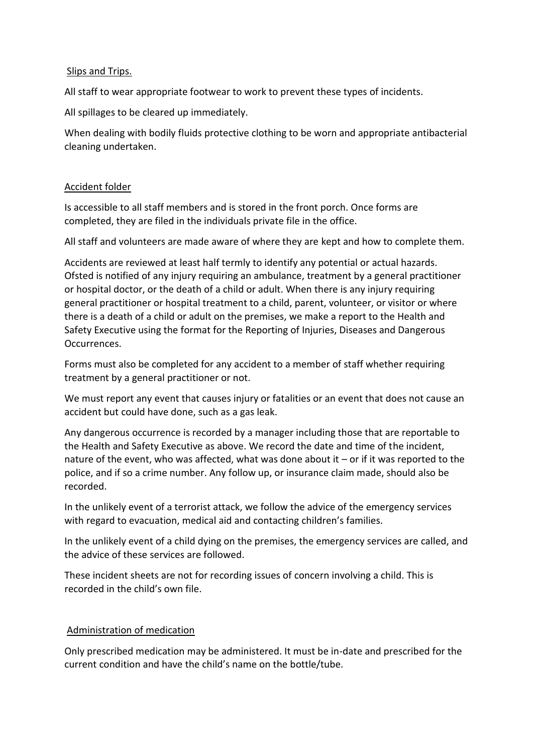## Slips and Trips.

All staff to wear appropriate footwear to work to prevent these types of incidents.

All spillages to be cleared up immediately.

When dealing with bodily fluids protective clothing to be worn and appropriate antibacterial cleaning undertaken.

## Accident folder

Is accessible to all staff members and is stored in the front porch. Once forms are completed, they are filed in the individuals private file in the office.

All staff and volunteers are made aware of where they are kept and how to complete them.

Accidents are reviewed at least half termly to identify any potential or actual hazards. Ofsted is notified of any injury requiring an ambulance, treatment by a general practitioner or hospital doctor, or the death of a child or adult. When there is any injury requiring general practitioner or hospital treatment to a child, parent, volunteer, or visitor or where there is a death of a child or adult on the premises, we make a report to the Health and Safety Executive using the format for the Reporting of Injuries, Diseases and Dangerous Occurrences.

Forms must also be completed for any accident to a member of staff whether requiring treatment by a general practitioner or not.

We must report any event that causes injury or fatalities or an event that does not cause an accident but could have done, such as a gas leak.

Any dangerous occurrence is recorded by a manager including those that are reportable to the Health and Safety Executive as above. We record the date and time of the incident, nature of the event, who was affected, what was done about it – or if it was reported to the police, and if so a crime number. Any follow up, or insurance claim made, should also be recorded.

In the unlikely event of a terrorist attack, we follow the advice of the emergency services with regard to evacuation, medical aid and contacting children's families.

In the unlikely event of a child dying on the premises, the emergency services are called, and the advice of these services are followed.

These incident sheets are not for recording issues of concern involving a child. This is recorded in the child's own file.

## Administration of medication

Only prescribed medication may be administered. It must be in-date and prescribed for the current condition and have the child's name on the bottle/tube.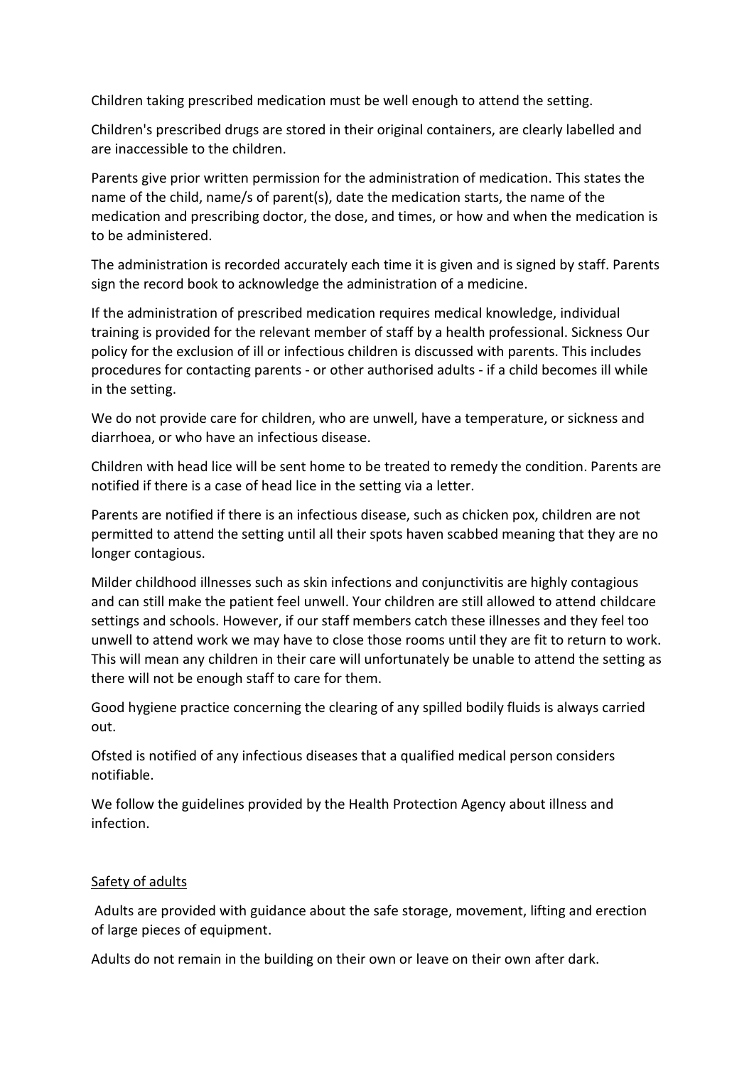Children taking prescribed medication must be well enough to attend the setting.

Children's prescribed drugs are stored in their original containers, are clearly labelled and are inaccessible to the children.

Parents give prior written permission for the administration of medication. This states the name of the child, name/s of parent(s), date the medication starts, the name of the medication and prescribing doctor, the dose, and times, or how and when the medication is to be administered.

The administration is recorded accurately each time it is given and is signed by staff. Parents sign the record book to acknowledge the administration of a medicine.

If the administration of prescribed medication requires medical knowledge, individual training is provided for the relevant member of staff by a health professional. Sickness Our policy for the exclusion of ill or infectious children is discussed with parents. This includes procedures for contacting parents - or other authorised adults - if a child becomes ill while in the setting.

We do not provide care for children, who are unwell, have a temperature, or sickness and diarrhoea, or who have an infectious disease.

Children with head lice will be sent home to be treated to remedy the condition. Parents are notified if there is a case of head lice in the setting via a letter.

Parents are notified if there is an infectious disease, such as chicken pox, children are not permitted to attend the setting until all their spots haven scabbed meaning that they are no longer contagious.

Milder childhood illnesses such as skin infections and conjunctivitis are highly contagious and can still make the patient feel unwell. Your children are still allowed to attend childcare settings and schools. However, if our staff members catch these illnesses and they feel too unwell to attend work we may have to close those rooms until they are fit to return to work. This will mean any children in their care will unfortunately be unable to attend the setting as there will not be enough staff to care for them.

Good hygiene practice concerning the clearing of any spilled bodily fluids is always carried out.

Ofsted is notified of any infectious diseases that a qualified medical person considers notifiable.

We follow the guidelines provided by the Health Protection Agency about illness and infection.

## Safety of adults

Adults are provided with guidance about the safe storage, movement, lifting and erection of large pieces of equipment.

Adults do not remain in the building on their own or leave on their own after dark.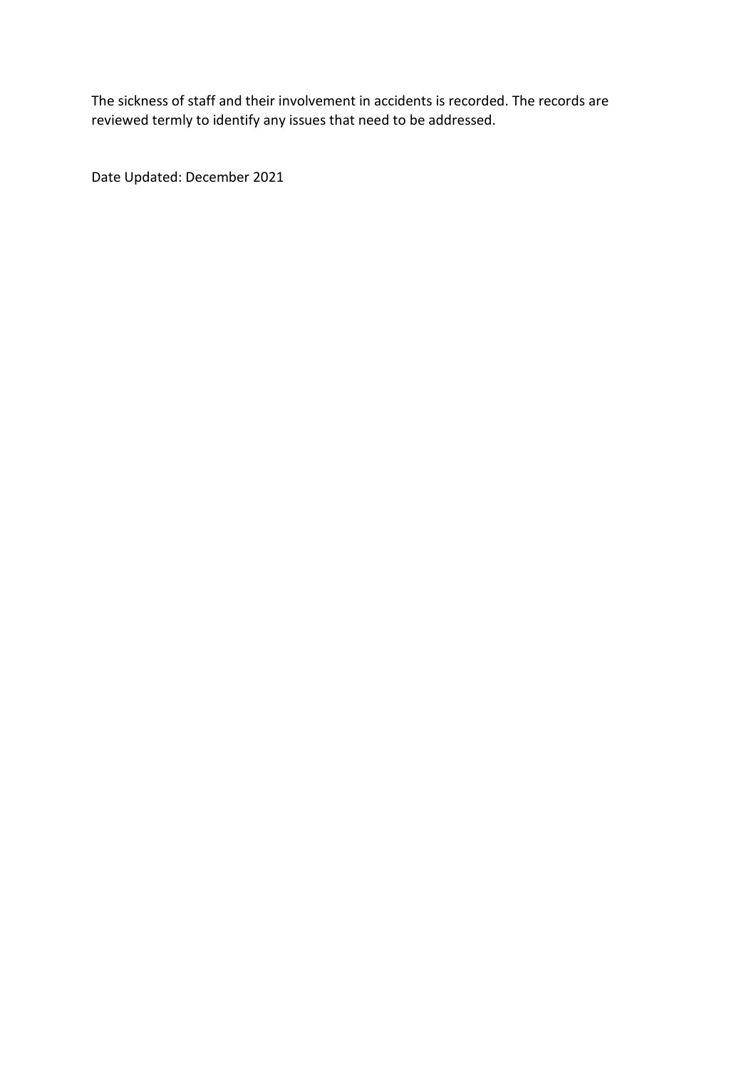The sickness of staff and their involvement in accidents is recorded. The records are reviewed termly to identify any issues that need to be addressed.

Date Updated: December 2021